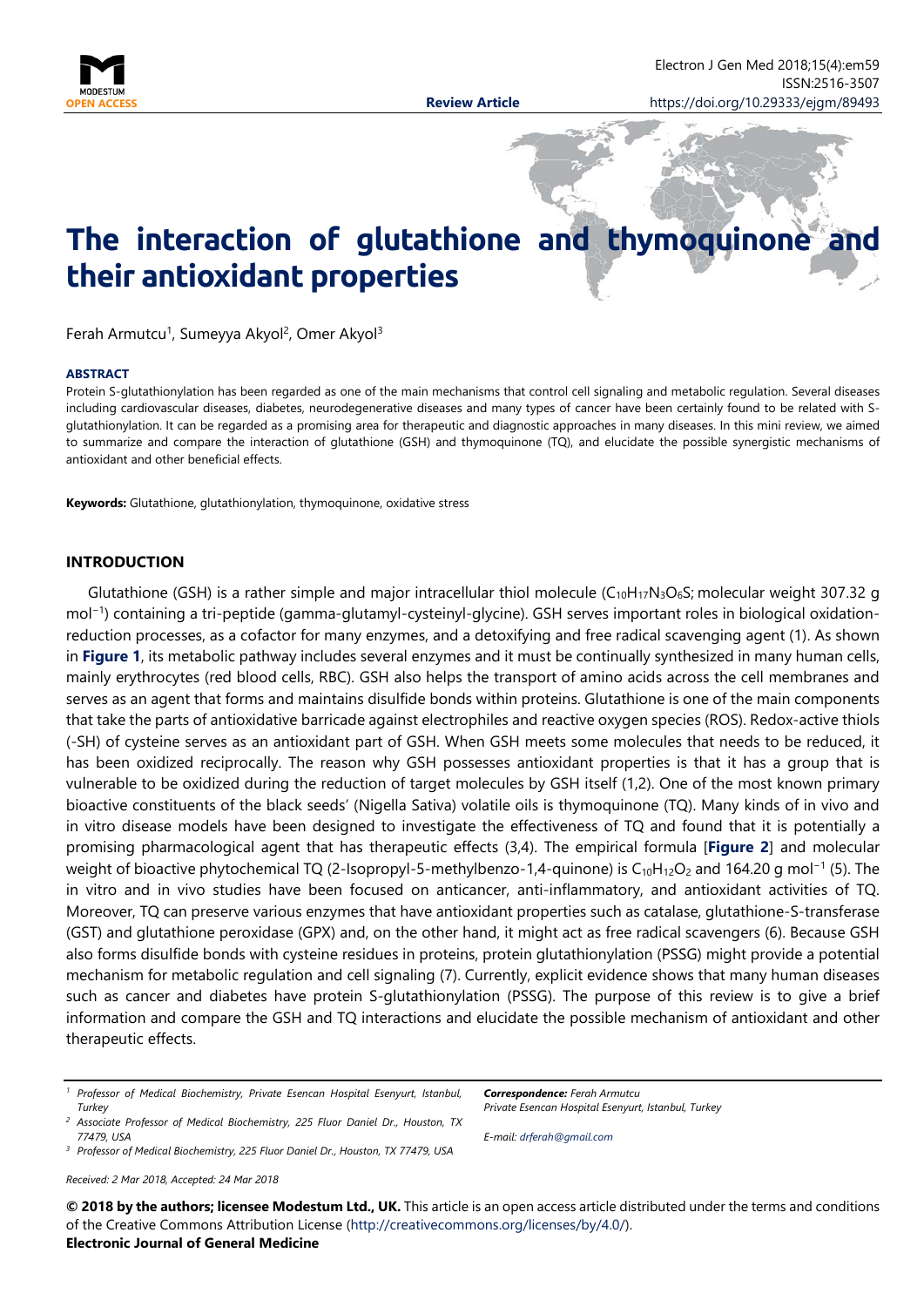Review Article

# The interaction of glutathione and thymoquinone and their antioxidant properties

Ferah Armutcu[1], Sumeyya Akyol[2], Omer Akyol[3]

**ABSTRACT**

Protein S-glutathionylation has been regarded as one of the main mechanisms that control cell signaling and metabolic regulation. Several diseases including cardiovascular diseases, diabetes, neurodegenerative diseases and many types of cancer have been certainly found to be related with S-glutathionylation. It can be regarded as a promising area for therapeutic and diagnostic approaches in many diseases. In this mini review, we aimed to summarize and compare the interaction of glutathione (GSH) and thymoquinone (TQ), and elucidate the possible synergistic mechanisms of antioxidant and other beneficial effects.

**Keywords:** Glutathione, glutathionylation, thymoquinone, oxidative stress

## INTRODUCTION

Glutathione (GSH) is a rather simple and major intracellular thiol molecule ($C_{10}H_{17}N_3O_6S$; molecular weight 307.32 g $mol^{-1}$) containing a tri-peptide (gamma-glutamyl-cysteinyl-glycine). GSH serves important roles in biological oxidation-reduction processes, as a cofactor for many enzymes, and a detoxifying and free radical scavenging agent (1). As shown in **Figure 1**, its metabolic pathway includes several enzymes and it must be continually synthesized in many human cells, mainly erythrocytes (red blood cells, RBC). GSH also helps the transport of amino acids across the cell membranes and serves as an agent that forms and maintains disulfide bonds within proteins. Glutathione is one of the main components that take the parts of antioxidative barricade against electrophiles and reactive oxygen species (ROS). Redox-active thiols (-SH) of cysteine serves as an antioxidant part of GSH. When GSH meets some molecules that needs to be reduced, it has been oxidized reciprocally. The reason why GSH possesses antioxidant properties is that it has a group that is vulnerable to be oxidized during the reduction of target molecules by GSH itself (1,2). One of the most known primary bioactive constituents of the black seeds' (Nigella Sativa) volatile oils is thymoquinone (TQ). Many kinds of in vivo and in vitro disease models have been designed to investigate the effectiveness of TQ and found that it is potentially a promising pharmacological agent that has therapeutic effects (3,4). The empirical formula [**Figure 2**] and molecular weight of bioactive phytochemical TQ (2-Isopropyl-5-methylbenzo-1,4-quinone) is $C_{10}H_{12}O_2$ and 164.20 g $mol^{-1}$ (5). The in vitro and in vivo studies have been focused on anticancer, anti-inflammatory, and antioxidant activities of TQ. Moreover, TQ can preserve various enzymes that have antioxidant properties such as catalase, glutathione-S-transferase (GST) and glutathione peroxidase (GPX) and, on the other hand, it might act as free radical scavengers (6). Because GSH also forms disulfide bonds with cysteine residues in proteins, protein glutathionylation (PSSG) might provide a potential mechanism for metabolic regulation and cell signaling (7). Currently, explicit evidence shows that many human diseases such as cancer and diabetes have protein S-glutathionylation (PSSG). The purpose of this review is to give a brief information and compare the GSH and TQ interactions and elucidate the possible mechanism of antioxidant and other therapeutic effects.

---

[1] *Professor of Medical Biochemistry, Private Esencan Hospital Esenyurt, Istanbul, Turkey*

[2] *Associate Professor of Medical Biochemistry, 225 Fluor Daniel Dr., Houston, TX 77479, USA*

[3] *Professor of Medical Biochemistry, 225 Fluor Daniel Dr., Houston, TX 77479, USA*

***Correspondence:*** *Ferah Armutcu*
*Private Esencan Hospital Esenyurt, Istanbul, Turkey*

*E-mail: drferah@gmail.com*

*Received: 2 Mar 2018, Accepted: 24 Mar 2018*

**© 2018 by the authors; licensee Modestum Ltd., UK.** This article is an open access article distributed under the terms and conditions of the Creative Commons Attribution License (http://creativecommons.org/licenses/by/4.0/).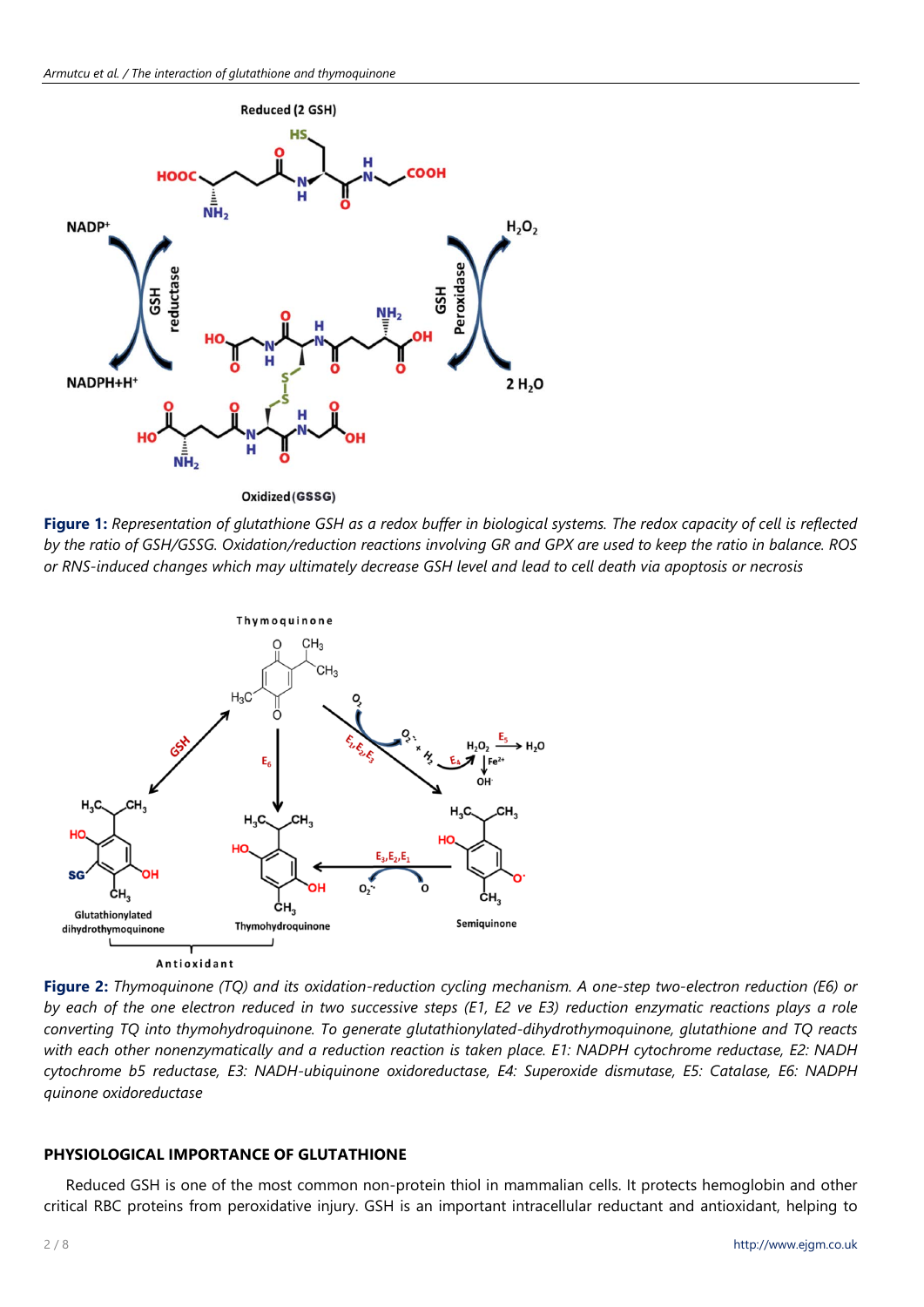**Figure 1:** *Representation of glutathione GSH as a redox buffer in biological systems. The redox capacity of cell is reflected by the ratio of GSH/GSSG. Oxidation/reduction reactions involving GR and GPX are used to keep the ratio in balance. ROS or RNS-induced changes which may ultimately decrease GSH level and lead to cell death via apoptosis or necrosis*

**Figure 2:** *Thymoquinone (TQ) and its oxidation-reduction cycling mechanism. A one-step two-electron reduction (E6) or by each of the one electron reduced in two successive steps (E1, E2 ve E3) reduction enzymatic reactions plays a role converting TQ into thymohydroquinone. To generate glutathionylated-dihydrothymoquinone, glutathione and TQ reacts with each other nonenzymatically and a reduction reaction is taken place. E1: NADPH cytochrome reductase, E2: NADH cytochrome b5 reductase, E3: NADH-ubiquinone oxidoreductase, E4: Superoxide dismutase, E5: Catalase, E6: NADPH quinone oxidoreductase*

## PHYSIOLOGICAL IMPORTANCE OF GLUTATHIONE

Reduced GSH is one of the most common non-protein thiol in mammalian cells. It protects hemoglobin and other critical RBC proteins from peroxidative injury. GSH is an important intracellular reductant and antioxidant, helping to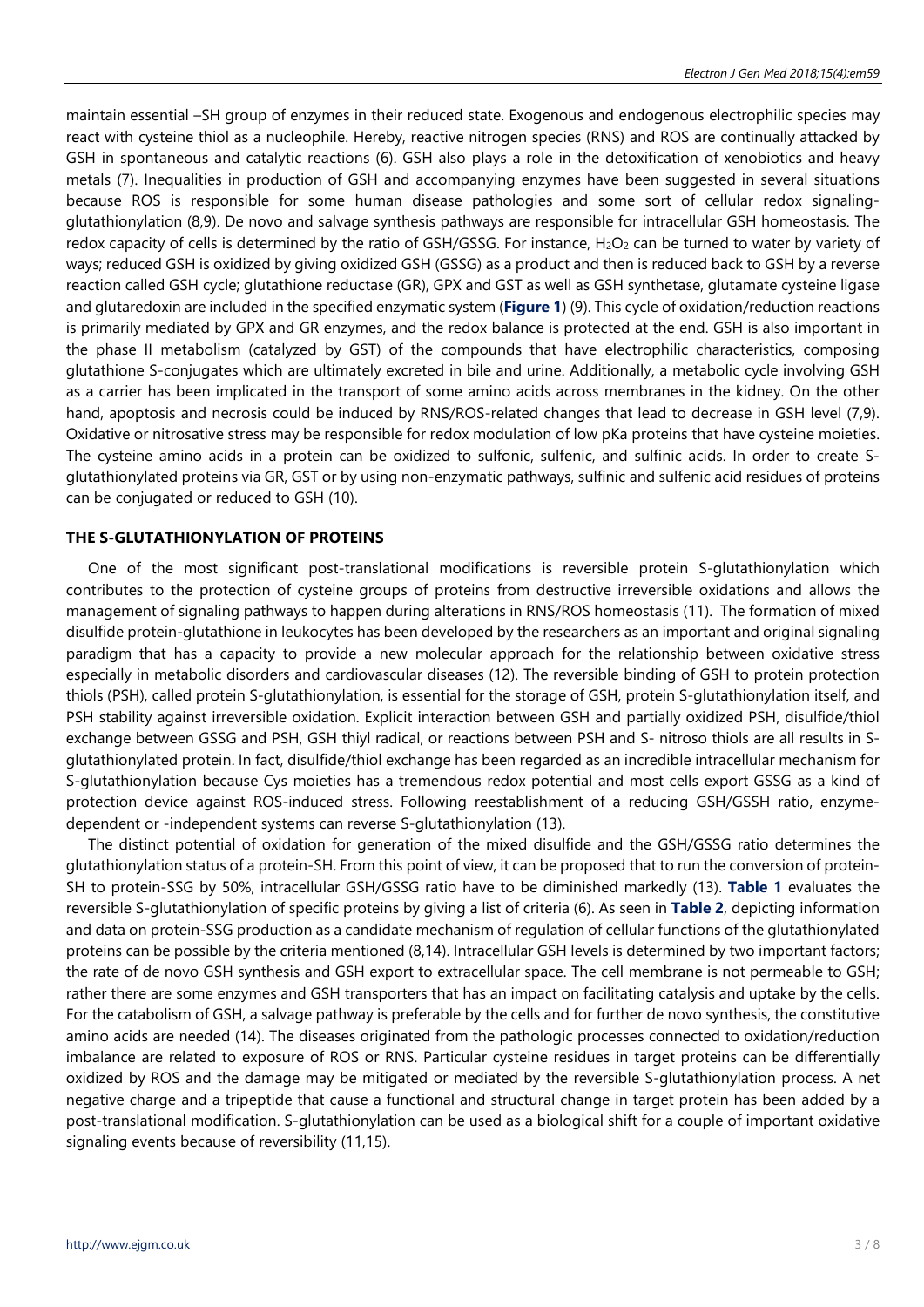maintain essential –SH group of enzymes in their reduced state. Exogenous and endogenous electrophilic species may react with cysteine thiol as a nucleophile. Hereby, reactive nitrogen species (RNS) and ROS are continually attacked by GSH in spontaneous and catalytic reactions (6). GSH also plays a role in the detoxification of xenobiotics and heavy metals (7). Inequalities in production of GSH and accompanying enzymes have been suggested in several situations because ROS is responsible for some human disease pathologies and some sort of cellular redox signaling-glutathionylation (8,9). De novo and salvage synthesis pathways are responsible for intracellular GSH homeostasis. The redox capacity of cells is determined by the ratio of GSH/GSSG. For instance, $H_2O_2$ can be turned to water by variety of ways; reduced GSH is oxidized by giving oxidized GSH (GSSG) as a product and then is reduced back to GSH by a reverse reaction called GSH cycle; glutathione reductase (GR), GPX and GST as well as GSH synthetase, glutamate cysteine ligase and glutaredoxin are included in the specified enzymatic system (**Figure 1**) (9). This cycle of oxidation/reduction reactions is primarily mediated by GPX and GR enzymes, and the redox balance is protected at the end. GSH is also important in the phase II metabolism (catalyzed by GST) of the compounds that have electrophilic characteristics, composing glutathione S-conjugates which are ultimately excreted in bile and urine. Additionally, a metabolic cycle involving GSH as a carrier has been implicated in the transport of some amino acids across membranes in the kidney. On the other hand, apoptosis and necrosis could be induced by RNS/ROS-related changes that lead to decrease in GSH level (7,9). Oxidative or nitrosative stress may be responsible for redox modulation of low pKa proteins that have cysteine moieties. The cysteine amino acids in a protein can be oxidized to sulfonic, sulfenic, and sulfinic acids. In order to create S-glutathionylated proteins via GR, GST or by using non-enzymatic pathways, sulfinic and sulfenic acid residues of proteins can be conjugated or reduced to GSH (10).

## THE S-GLUTATHIONYLATION OF PROTEINS

One of the most significant post-translational modifications is reversible protein S-glutathionylation which contributes to the protection of cysteine groups of proteins from destructive irreversible oxidations and allows the management of signaling pathways to happen during alterations in RNS/ROS homeostasis (11). The formation of mixed disulfide protein-glutathione in leukocytes has been developed by the researchers as an important and original signaling paradigm that has a capacity to provide a new molecular approach for the relationship between oxidative stress especially in metabolic disorders and cardiovascular diseases (12). The reversible binding of GSH to protein protection thiols (PSH), called protein S-glutathionylation, is essential for the storage of GSH, protein S-glutathionylation itself, and PSH stability against irreversible oxidation. Explicit interaction between GSH and partially oxidized PSH, disulfide/thiol exchange between GSSG and PSH, GSH thiyl radical, or reactions between PSH and S- nitroso thiols are all results in S-glutathionylated protein. In fact, disulfide/thiol exchange has been regarded as an incredible intracellular mechanism for S-glutathionylation because Cys moieties has a tremendous redox potential and most cells export GSSG as a kind of protection device against ROS-induced stress. Following reestablishment of a reducing GSH/GSSH ratio, enzyme-dependent or -independent systems can reverse S-glutathionylation (13).

The distinct potential of oxidation for generation of the mixed disulfide and the GSH/GSSG ratio determines the glutathionylation status of a protein-SH. From this point of view, it can be proposed that to run the conversion of protein-SH to protein-SSG by 50%, intracellular GSH/GSSG ratio have to be diminished markedly (13). **Table 1** evaluates the reversible S-glutathionylation of specific proteins by giving a list of criteria (6). As seen in **Table 2**, depicting information and data on protein-SSG production as a candidate mechanism of regulation of cellular functions of the glutathionylated proteins can be possible by the criteria mentioned (8,14). Intracellular GSH levels is determined by two important factors; the rate of de novo GSH synthesis and GSH export to extracellular space. The cell membrane is not permeable to GSH; rather there are some enzymes and GSH transporters that has an impact on facilitating catalysis and uptake by the cells. For the catabolism of GSH, a salvage pathway is preferable by the cells and for further de novo synthesis, the constitutive amino acids are needed (14). The diseases originated from the pathologic processes connected to oxidation/reduction imbalance are related to exposure of ROS or RNS. Particular cysteine residues in target proteins can be differentially oxidized by ROS and the damage may be mitigated or mediated by the reversible S-glutathionylation process. A net negative charge and a tripeptide that cause a functional and structural change in target protein has been added by a post-translational modification. S-glutathionylation can be used as a biological shift for a couple of important oxidative signaling events because of reversibility (11,15).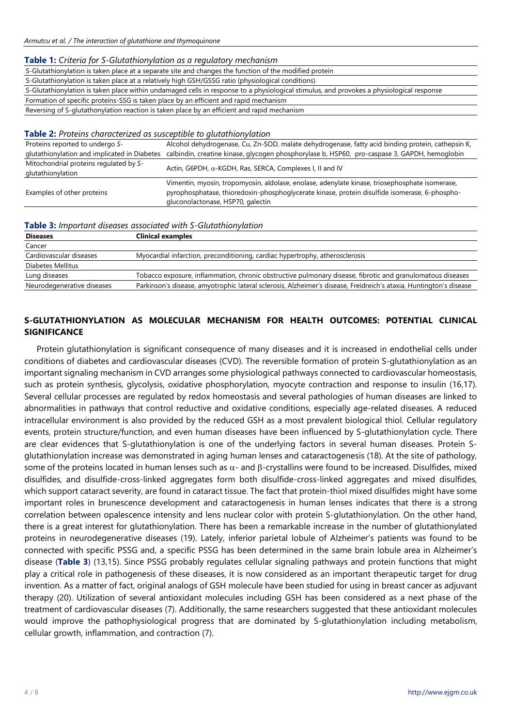**Table 1:** *Criteria for S-Glutathionylation as a regulatory mechanism*

| |
|---|
| S-Glutathionylation is taken place at a separate site and changes the function of the modified protein |
| S-Glutathionylation is taken place at a relatively high GSH/GSSG ratio (physiological conditions) |
| S-Glutathionylation is taken place within undamaged cells in response to a physiological stimulus, and provokes a physiological response |
| Formation of specific proteins-SSG is taken place by an efficient and rapid mechanism |
| Reversing of S-glutathionylation reaction is taken place by an efficient and rapid mechanism |

**Table 2:** *Proteins characterized as susceptible to glutathionylation*

| | |
|---|---|
| Proteins reported to undergo *S*-glutathionylation and implicated in Diabetes | Alcohol dehydrogenase, Cu, Zn-SOD, malate dehydrogenase, fatty acid binding protein, cathepsin K, calbindin, creatine kinase, glycogen phosphorylase b, HSP60, pro-caspase 3, GAPDH, hemoglobin |
| Mitochondrial proteins regulated by *S*-glutathionylation | Actin, G6PDH, α-KGDH, Ras, SERCA, Complexes I, II and IV |
| Examples of other proteins | Vimentin, myosin, tropomyosin, aldolase, enolase, adenylate kinase, triosephosphate isomerase, pyrophosphatase, thioredoxin-phosphoglycerate kinase, protein disulfide isomerase, 6-phospho-gluconolactonase, HSP70, galectin |

**Table 3:** *Important diseases associated with S-Glutathionylation*

| **Diseases** | **Clinical examples** |
|---|---|
| Cancer | |
| Cardiovascular diseases | Myocardial infarction, preconditioning, cardiac hypertrophy, atherosclerosis |
| Diabetes Mellitus | |
| Lung diseases | Tobacco exposure, inflammation, chronic obstructive pulmonary disease, fibrotic and granulomatous diseases |
| Neurodegenerative diseases | Parkinson's disease, amyotrophic lateral sclerosis, Alzheimer's disease, Freidreich's ataxia, Huntington's disease |

## S-GLUTATHIONYLATION AS MOLECULAR MECHANISM FOR HEALTH OUTCOMES: POTENTIAL CLINICAL SIGNIFICANCE

Protein glutathionylation is significant consequence of many diseases and it is increased in endothelial cells under conditions of diabetes and cardiovascular diseases (CVD). The reversible formation of protein S-glutathionylation as an important signaling mechanism in CVD arranges some physiological pathways connected to cardiovascular homeostasis, such as protein synthesis, glycolysis, oxidative phosphorylation, myocyte contraction and response to insulin (16,17). Several cellular processes are regulated by redox homeostasis and several pathologies of human diseases are linked to abnormalities in pathways that control reductive and oxidative conditions, especially age-related diseases. A reduced intracellular environment is also provided by the reduced GSH as a most prevalent biological thiol. Cellular regulatory events, protein structure/function, and even human diseases have been influenced by S-glutathionylation cycle. There are clear evidences that S-glutathionylation is one of the underlying factors in several human diseases. Protein S-glutathionylation increase was demonstrated in aging human lenses and cataractogenesis (18). At the site of pathology, some of the proteins located in human lenses such as α- and β-crystallins were found to be increased. Disulfides, mixed disulfides, and disulfide-cross-linked aggregates form both disulfide-cross-linked aggregates and mixed disulfides, which support cataract severity, are found in cataract tissue. The fact that protein-thiol mixed disulfides might have some important roles in brunescence development and cataractogenesis in human lenses indicates that there is a strong correlation between opalescence intensity and lens nuclear color with protein S-glutathionylation. On the other hand, there is a great interest for glutathionylation. There has been a remarkable increase in the number of glutathionylated proteins in neurodegenerative diseases (19). Lately, inferior parietal lobule of Alzheimer's patients was found to be connected with specific PSSG and, a specific PSSG has been determined in the same brain lobule area in Alzheimer's disease (**Table 3**) (13,15). Since PSSG probably regulates cellular signaling pathways and protein functions that might play a critical role in pathogenesis of these diseases, it is now considered as an important therapeutic target for drug invention. As a matter of fact, original analogs of GSH molecule have been studied for using in breast cancer as adjuvant therapy (20). Utilization of several antioxidant molecules including GSH has been considered as a next phase of the treatment of cardiovascular diseases (7). Additionally, the same researchers suggested that these antioxidant molecules would improve the pathophysiological progress that are dominated by S-glutathionylation including metabolism, cellular growth, inflammation, and contraction (7).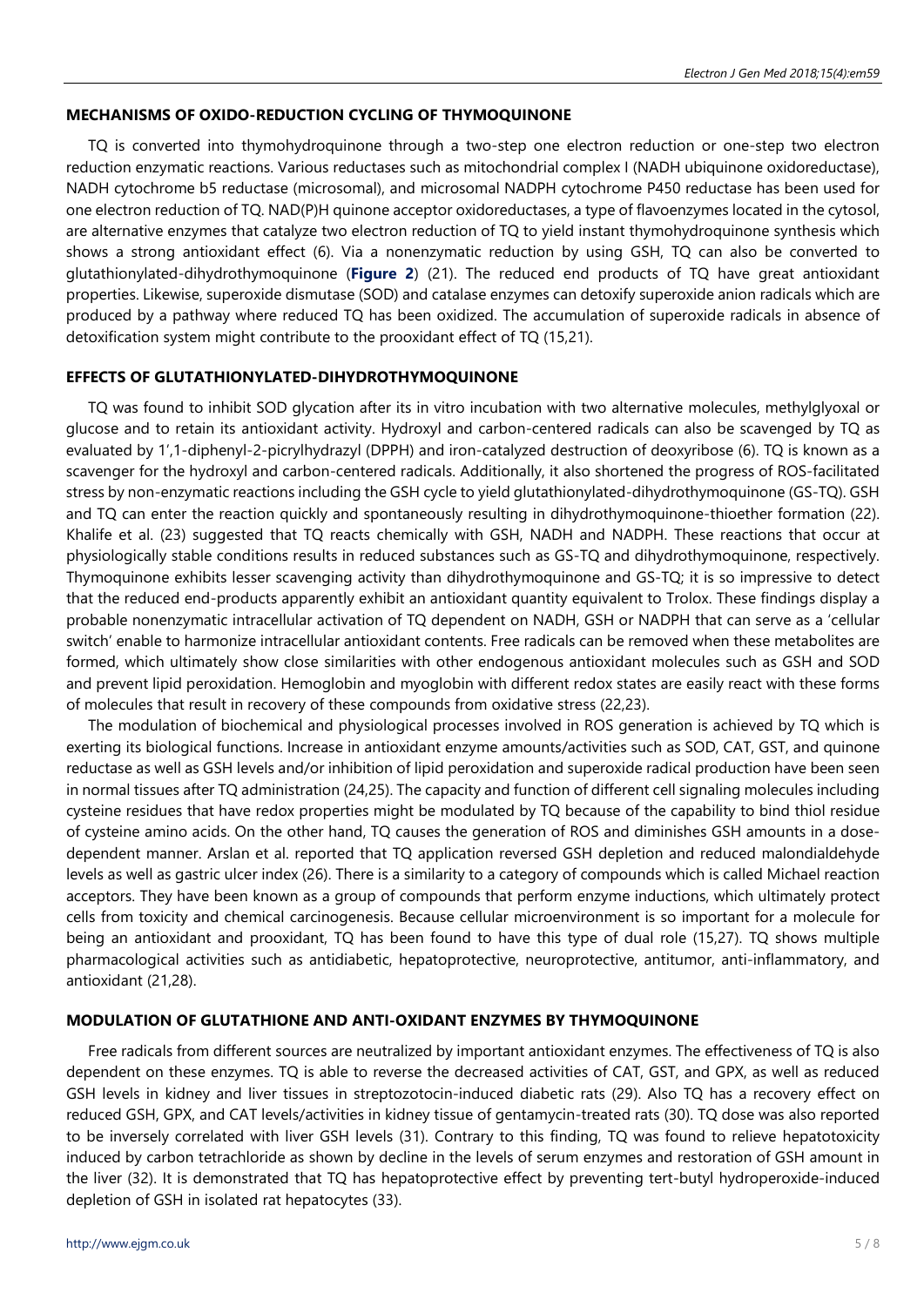## MECHANISMS OF OXIDO-REDUCTION CYCLING OF THYMOQUINONE

TQ is converted into thymohydroquinone through a two-step one electron reduction or one-step two electron reduction enzymatic reactions. Various reductases such as mitochondrial complex I (NADH ubiquinone oxidoreductase), NADH cytochrome b5 reductase (microsomal), and microsomal NADPH cytochrome P450 reductase has been used for one electron reduction of TQ. NAD(P)H quinone acceptor oxidoreductases, a type of flavoenzymes located in the cytosol, are alternative enzymes that catalyze two electron reduction of TQ to yield instant thymohydroquinone synthesis which shows a strong antioxidant effect (6). Via a nonenzymatic reduction by using GSH, TQ can also be converted to glutathionylated-dihydrothymoquinone (**Figure 2**) (21). The reduced end products of TQ have great antioxidant properties. Likewise, superoxide dismutase (SOD) and catalase enzymes can detoxify superoxide anion radicals which are produced by a pathway where reduced TQ has been oxidized. The accumulation of superoxide radicals in absence of detoxification system might contribute to the prooxidant effect of TQ (15,21).

## EFFECTS OF GLUTATHIONYLATED-DIHYDROTHYMOQUINONE

TQ was found to inhibit SOD glycation after its in vitro incubation with two alternative molecules, methylglyoxal or glucose and to retain its antioxidant activity. Hydroxyl and carbon-centered radicals can also be scavenged by TQ as evaluated by 1′,1-diphenyl-2-picrylhydrazyl (DPPH) and iron-catalyzed destruction of deoxyribose (6). TQ is known as a scavenger for the hydroxyl and carbon-centered radicals. Additionally, it also shortened the progress of ROS-facilitated stress by non-enzymatic reactions including the GSH cycle to yield glutathionylated-dihydrothymoquinone (GS-TQ). GSH and TQ can enter the reaction quickly and spontaneously resulting in dihydrothymoquinone-thioether formation (22). Khalife et al. (23) suggested that TQ reacts chemically with GSH, NADH and NADPH. These reactions that occur at physiologically stable conditions results in reduced substances such as GS-TQ and dihydrothymoquinone, respectively. Thymoquinone exhibits lesser scavenging activity than dihydrothymoquinone and GS-TQ; it is so impressive to detect that the reduced end-products apparently exhibit an antioxidant quantity equivalent to Trolox. These findings display a probable nonenzymatic intracellular activation of TQ dependent on NADH, GSH or NADPH that can serve as a 'cellular switch' enable to harmonize intracellular antioxidant contents. Free radicals can be removed when these metabolites are formed, which ultimately show close similarities with other endogenous antioxidant molecules such as GSH and SOD and prevent lipid peroxidation. Hemoglobin and myoglobin with different redox states are easily react with these forms of molecules that result in recovery of these compounds from oxidative stress (22,23).

The modulation of biochemical and physiological processes involved in ROS generation is achieved by TQ which is exerting its biological functions. Increase in antioxidant enzyme amounts/activities such as SOD, CAT, GST, and quinone reductase as well as GSH levels and/or inhibition of lipid peroxidation and superoxide radical production have been seen in normal tissues after TQ administration (24,25). The capacity and function of different cell signaling molecules including cysteine residues that have redox properties might be modulated by TQ because of the capability to bind thiol residue of cysteine amino acids. On the other hand, TQ causes the generation of ROS and diminishes GSH amounts in a dose-dependent manner. Arslan et al. reported that TQ application reversed GSH depletion and reduced malondialdehyde levels as well as gastric ulcer index (26). There is a similarity to a category of compounds which is called Michael reaction acceptors. They have been known as a group of compounds that perform enzyme inductions, which ultimately protect cells from toxicity and chemical carcinogenesis. Because cellular microenvironment is so important for a molecule for being an antioxidant and prooxidant, TQ has been found to have this type of dual role (15,27). TQ shows multiple pharmacological activities such as antidiabetic, hepatoprotective, neuroprotective, antitumor, anti-inflammatory, and antioxidant (21,28).

## MODULATION OF GLUTATHIONE AND ANTI-OXIDANT ENZYMES BY THYMOQUINONE

Free radicals from different sources are neutralized by important antioxidant enzymes. The effectiveness of TQ is also dependent on these enzymes. TQ is able to reverse the decreased activities of CAT, GST, and GPX, as well as reduced GSH levels in kidney and liver tissues in streptozotocin-induced diabetic rats (29). Also TQ has a recovery effect on reduced GSH, GPX, and CAT levels/activities in kidney tissue of gentamycin-treated rats (30). TQ dose was also reported to be inversely correlated with liver GSH levels (31). Contrary to this finding, TQ was found to relieve hepatotoxicity induced by carbon tetrachloride as shown by decline in the levels of serum enzymes and restoration of GSH amount in the liver (32). It is demonstrated that TQ has hepatoprotective effect by preventing tert-butyl hydroperoxide-induced depletion of GSH in isolated rat hepatocytes (33).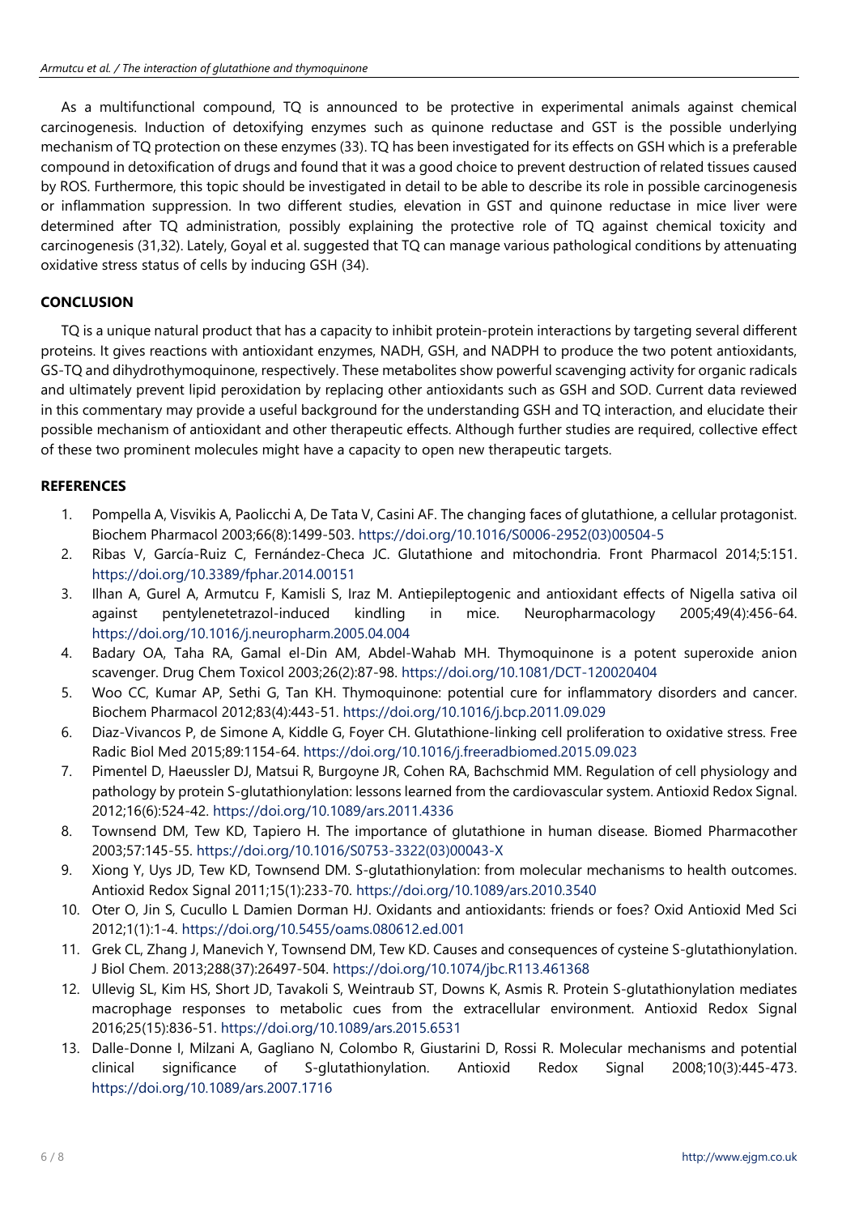As a multifunctional compound, TQ is announced to be protective in experimental animals against chemical carcinogenesis. Induction of detoxifying enzymes such as quinone reductase and GST is the possible underlying mechanism of TQ protection on these enzymes (33). TQ has been investigated for its effects on GSH which is a preferable compound in detoxification of drugs and found that it was a good choice to prevent destruction of related tissues caused by ROS. Furthermore, this topic should be investigated in detail to be able to describe its role in possible carcinogenesis or inflammation suppression. In two different studies, elevation in GST and quinone reductase in mice liver were determined after TQ administration, possibly explaining the protective role of TQ against chemical toxicity and carcinogenesis (31,32). Lately, Goyal et al. suggested that TQ can manage various pathological conditions by attenuating oxidative stress status of cells by inducing GSH (34).

## CONCLUSION

TQ is a unique natural product that has a capacity to inhibit protein-protein interactions by targeting several different proteins. It gives reactions with antioxidant enzymes, NADH, GSH, and NADPH to produce the two potent antioxidants, GS-TQ and dihydrothymoquinone, respectively. These metabolites show powerful scavenging activity for organic radicals and ultimately prevent lipid peroxidation by replacing other antioxidants such as GSH and SOD. Current data reviewed in this commentary may provide a useful background for the understanding GSH and TQ interaction, and elucidate their possible mechanism of antioxidant and other therapeutic effects. Although further studies are required, collective effect of these two prominent molecules might have a capacity to open new therapeutic targets.

## REFERENCES

1. Pompella A, Visvikis A, Paolicchi A, De Tata V, Casini AF. The changing faces of glutathione, a cellular protagonist. Biochem Pharmacol 2003;66(8):1499-503. https://doi.org/10.1016/S0006-2952(03)00504-5
2. Ribas V, García-Ruiz C, Fernández-Checa JC. Glutathione and mitochondria. Front Pharmacol 2014;5:151. https://doi.org/10.3389/fphar.2014.00151
3. Ilhan A, Gurel A, Armutcu F, Kamisli S, Iraz M. Antiepileptogenic and antioxidant effects of Nigella sativa oil against pentylenetetrazol-induced kindling in mice. Neuropharmacology 2005;49(4):456-64. https://doi.org/10.1016/j.neuropharm.2005.04.004
4. Badary OA, Taha RA, Gamal el-Din AM, Abdel-Wahab MH. Thymoquinone is a potent superoxide anion scavenger. Drug Chem Toxicol 2003;26(2):87-98. https://doi.org/10.1081/DCT-120020404
5. Woo CC, Kumar AP, Sethi G, Tan KH. Thymoquinone: potential cure for inflammatory disorders and cancer. Biochem Pharmacol 2012;83(4):443-51. https://doi.org/10.1016/j.bcp.2011.09.029
6. Diaz-Vivancos P, de Simone A, Kiddle G, Foyer CH. Glutathione-linking cell proliferation to oxidative stress. Free Radic Biol Med 2015;89:1154-64. https://doi.org/10.1016/j.freeradbiomed.2015.09.023
7. Pimentel D, Haeussler DJ, Matsui R, Burgoyne JR, Cohen RA, Bachschmid MM. Regulation of cell physiology and pathology by protein S-glutathionylation: lessons learned from the cardiovascular system. Antioxid Redox Signal. 2012;16(6):524-42. https://doi.org/10.1089/ars.2011.4336
8. Townsend DM, Tew KD, Tapiero H. The importance of glutathione in human disease. Biomed Pharmacother 2003;57:145-55. https://doi.org/10.1016/S0753-3322(03)00043-X
9. Xiong Y, Uys JD, Tew KD, Townsend DM. S-glutathionylation: from molecular mechanisms to health outcomes. Antioxid Redox Signal 2011;15(1):233-70. https://doi.org/10.1089/ars.2010.3540
10. Oter O, Jin S, Cucullo L Damien Dorman HJ. Oxidants and antioxidants: friends or foes? Oxid Antioxid Med Sci 2012;1(1):1-4. https://doi.org/10.5455/oams.080612.ed.001
11. Grek CL, Zhang J, Manevich Y, Townsend DM, Tew KD. Causes and consequences of cysteine S-glutathionylation. J Biol Chem. 2013;288(37):26497-504. https://doi.org/10.1074/jbc.R113.461368
12. Ullevig SL, Kim HS, Short JD, Tavakoli S, Weintraub ST, Downs K, Asmis R. Protein S-glutathionylation mediates macrophage responses to metabolic cues from the extracellular environment. Antioxid Redox Signal 2016;25(15):836-51. https://doi.org/10.1089/ars.2015.6531
13. Dalle-Donne I, Milzani A, Gagliano N, Colombo R, Giustarini D, Rossi R. Molecular mechanisms and potential clinical significance of S-glutathionylation. Antioxid Redox Signal 2008;10(3):445-473. https://doi.org/10.1089/ars.2007.1716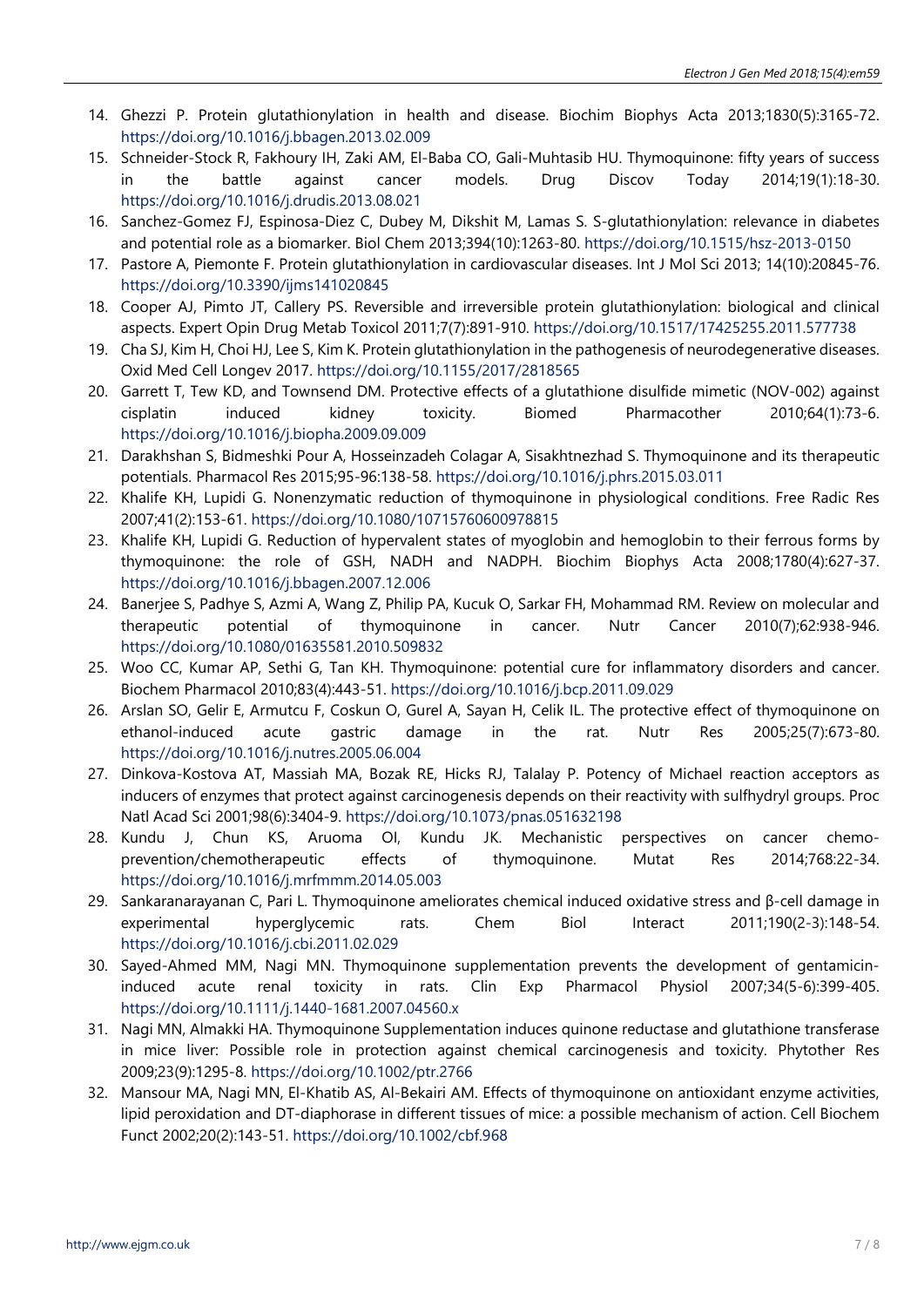14. Ghezzi P. Protein glutathionylation in health and disease. Biochim Biophys Acta 2013;1830(5):3165-72. https://doi.org/10.1016/j.bbagen.2013.02.009
15. Schneider-Stock R, Fakhoury IH, Zaki AM, El-Baba CO, Gali-Muhtasib HU. Thymoquinone: fifty years of success in the battle against cancer models. Drug Discov Today 2014;19(1):18-30. https://doi.org/10.1016/j.drudis.2013.08.021
16. Sanchez-Gomez FJ, Espinosa-Diez C, Dubey M, Dikshit M, Lamas S. S-glutathionylation: relevance in diabetes and potential role as a biomarker. Biol Chem 2013;394(10):1263-80. https://doi.org/10.1515/hsz-2013-0150
17. Pastore A, Piemonte F. Protein glutathionylation in cardiovascular diseases. Int J Mol Sci 2013; 14(10):20845-76. https://doi.org/10.3390/ijms141020845
18. Cooper AJ, Pimto JT, Callery PS. Reversible and irreversible protein glutathionylation: biological and clinical aspects. Expert Opin Drug Metab Toxicol 2011;7(7):891-910. https://doi.org/10.1517/17425255.2011.577738
19. Cha SJ, Kim H, Choi HJ, Lee S, Kim K. Protein glutathionylation in the pathogenesis of neurodegenerative diseases. Oxid Med Cell Longev 2017. https://doi.org/10.1155/2017/2818565
20. Garrett T, Tew KD, and Townsend DM. Protective effects of a glutathione disulfide mimetic (NOV-002) against cisplatin induced kidney toxicity. Biomed Pharmacother 2010;64(1):73-6. https://doi.org/10.1016/j.biopha.2009.09.009
21. Darakhshan S, Bidmeshki Pour A, Hosseinzadeh Colagar A, Sisakhtnezhad S. Thymoquinone and its therapeutic potentials. Pharmacol Res 2015;95-96:138-58. https://doi.org/10.1016/j.phrs.2015.03.011
22. Khalife KH, Lupidi G. Nonenzymatic reduction of thymoquinone in physiological conditions. Free Radic Res 2007;41(2):153-61. https://doi.org/10.1080/10715760600978815
23. Khalife KH, Lupidi G. Reduction of hypervalent states of myoglobin and hemoglobin to their ferrous forms by thymoquinone: the role of GSH, NADH and NADPH. Biochim Biophys Acta 2008;1780(4):627-37. https://doi.org/10.1016/j.bbagen.2007.12.006
24. Banerjee S, Padhye S, Azmi A, Wang Z, Philip PA, Kucuk O, Sarkar FH, Mohammad RM. Review on molecular and therapeutic potential of thymoquinone in cancer. Nutr Cancer 2010(7);62:938-946. https://doi.org/10.1080/01635581.2010.509832
25. Woo CC, Kumar AP, Sethi G, Tan KH. Thymoquinone: potential cure for inflammatory disorders and cancer. Biochem Pharmacol 2010;83(4):443-51. https://doi.org/10.1016/j.bcp.2011.09.029
26. Arslan SO, Gelir E, Armutcu F, Coskun O, Gurel A, Sayan H, Celik IL. The protective effect of thymoquinone on ethanol-induced acute gastric damage in the rat. Nutr Res 2005;25(7):673-80. https://doi.org/10.1016/j.nutres.2005.06.004
27. Dinkova-Kostova AT, Massiah MA, Bozak RE, Hicks RJ, Talalay P. Potency of Michael reaction acceptors as inducers of enzymes that protect against carcinogenesis depends on their reactivity with sulfhydryl groups. Proc Natl Acad Sci 2001;98(6):3404-9. https://doi.org/10.1073/pnas.051632198
28. Kundu J, Chun KS, Aruoma OI, Kundu JK. Mechanistic perspectives on cancer chemo-prevention/chemotherapeutic effects of thymoquinone. Mutat Res 2014;768:22-34. https://doi.org/10.1016/j.mrfmmm.2014.05.003
29. Sankaranarayanan C, Pari L. Thymoquinone ameliorates chemical induced oxidative stress and β-cell damage in experimental hyperglycemic rats. Chem Biol Interact 2011;190(2-3):148-54. https://doi.org/10.1016/j.cbi.2011.02.029
30. Sayed-Ahmed MM, Nagi MN. Thymoquinone supplementation prevents the development of gentamicin-induced acute renal toxicity in rats. Clin Exp Pharmacol Physiol 2007;34(5-6):399-405. https://doi.org/10.1111/j.1440-1681.2007.04560.x
31. Nagi MN, Almakki HA. Thymoquinone Supplementation induces quinone reductase and glutathione transferase in mice liver: Possible role in protection against chemical carcinogenesis and toxicity. Phytother Res 2009;23(9):1295-8. https://doi.org/10.1002/ptr.2766
32. Mansour MA, Nagi MN, El-Khatib AS, Al-Bekairi AM. Effects of thymoquinone on antioxidant enzyme activities, lipid peroxidation and DT-diaphorase in different tissues of mice: a possible mechanism of action. Cell Biochem Funct 2002;20(2):143-51. https://doi.org/10.1002/cbf.968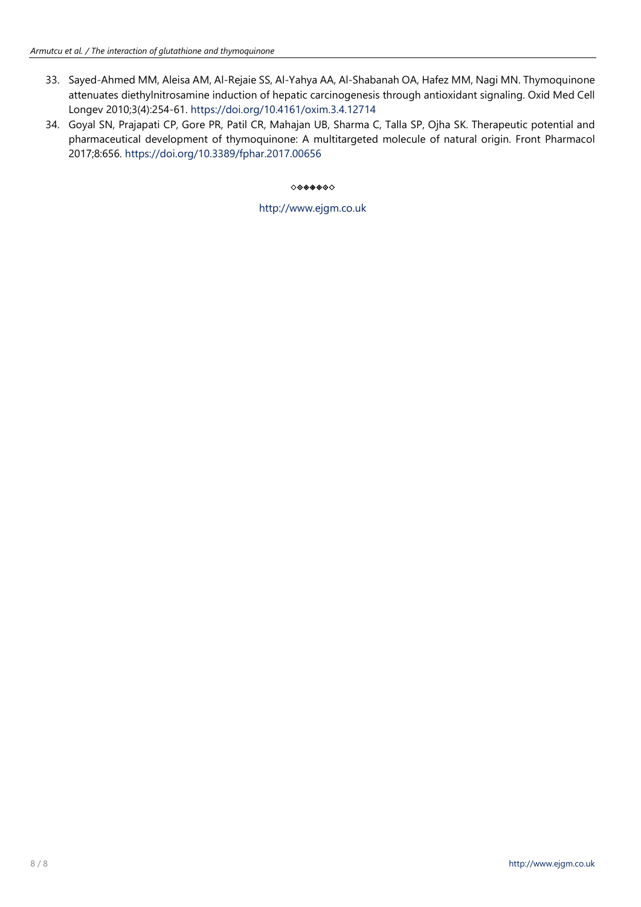33. Sayed-Ahmed MM, Aleisa AM, Al-Rejaie SS, Al-Yahya AA, Al-Shabanah OA, Hafez MM, Nagi MN. Thymoquinone attenuates diethylnitrosamine induction of hepatic carcinogenesis through antioxidant signaling. Oxid Med Cell Longev 2010;3(4):254-61. https://doi.org/10.4161/oxim.3.4.12714
34. Goyal SN, Prajapati CP, Gore PR, Patil CR, Mahajan UB, Sharma C, Talla SP, Ojha SK. Therapeutic potential and pharmaceutical development of thymoquinone: A multitargeted molecule of natural origin. Front Pharmacol 2017;8:656. https://doi.org/10.3389/fphar.2017.00656

◇◈◈◈◈◈◇

http://www.ejgm.co.uk